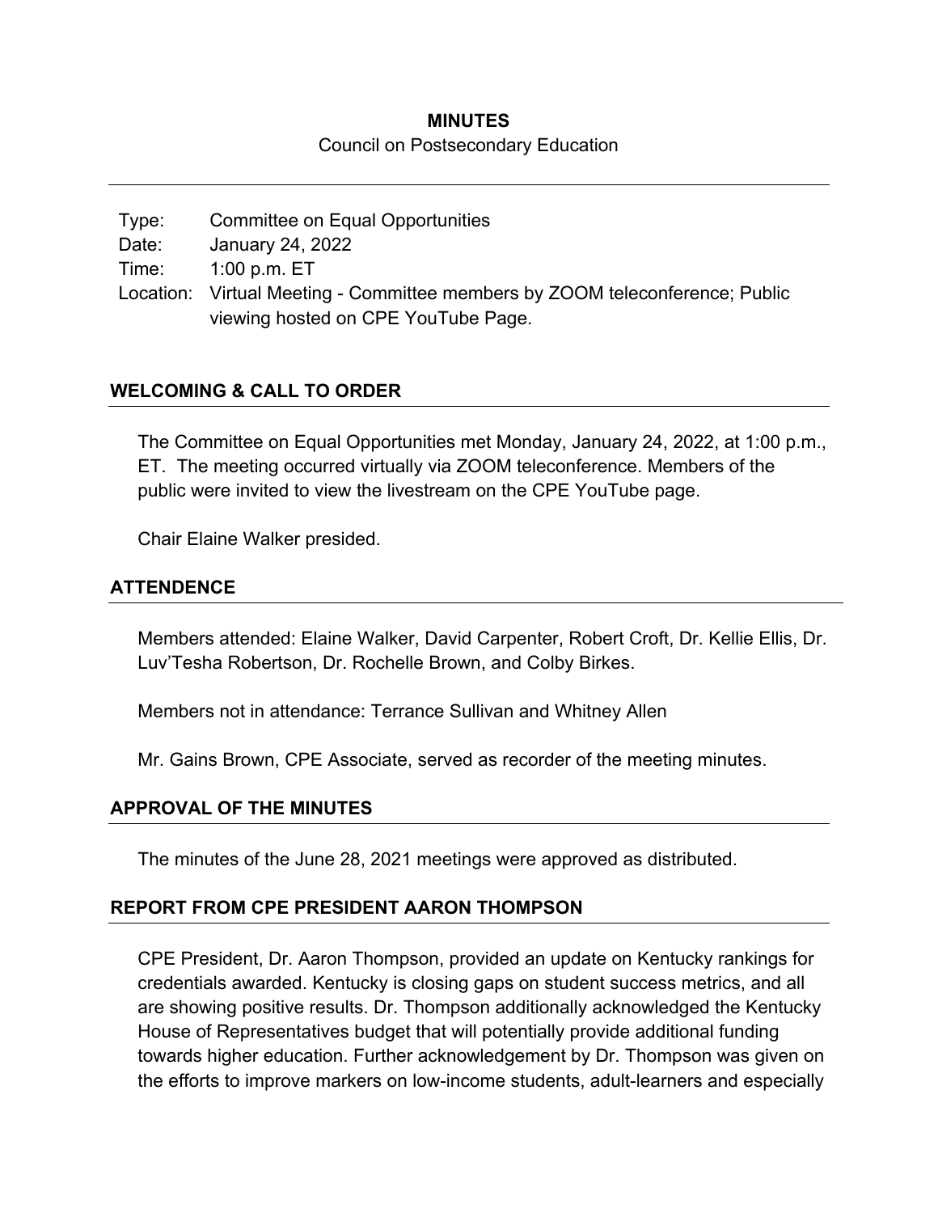**MINUTES**

Council on Postsecondary Education

---

Type: Committee on Equal Opportunities
Date: January 24, 2022
Time: 1:00 p.m. ET
Location: Virtual Meeting - Committee members by ZOOM teleconference; Public viewing hosted on CPE YouTube Page.

## WELCOMING & CALL TO ORDER

The Committee on Equal Opportunities met Monday, January 24, 2022, at 1:00 p.m., ET. The meeting occurred virtually via ZOOM teleconference. Members of the public were invited to view the livestream on the CPE YouTube page.

Chair Elaine Walker presided.

## ATTENDENCE

Members attended: Elaine Walker, David Carpenter, Robert Croft, Dr. Kellie Ellis, Dr. Luv'Tesha Robertson, Dr. Rochelle Brown, and Colby Birkes.

Members not in attendance: Terrance Sullivan and Whitney Allen

Mr. Gains Brown, CPE Associate, served as recorder of the meeting minutes.

## APPROVAL OF THE MINUTES

The minutes of the June 28, 2021 meetings were approved as distributed.

## REPORT FROM CPE PRESIDENT AARON THOMPSON

CPE President, Dr. Aaron Thompson, provided an update on Kentucky rankings for credentials awarded. Kentucky is closing gaps on student success metrics, and all are showing positive results. Dr. Thompson additionally acknowledged the Kentucky House of Representatives budget that will potentially provide additional funding towards higher education. Further acknowledgement by Dr. Thompson was given on the efforts to improve markers on low-income students, adult-learners and especially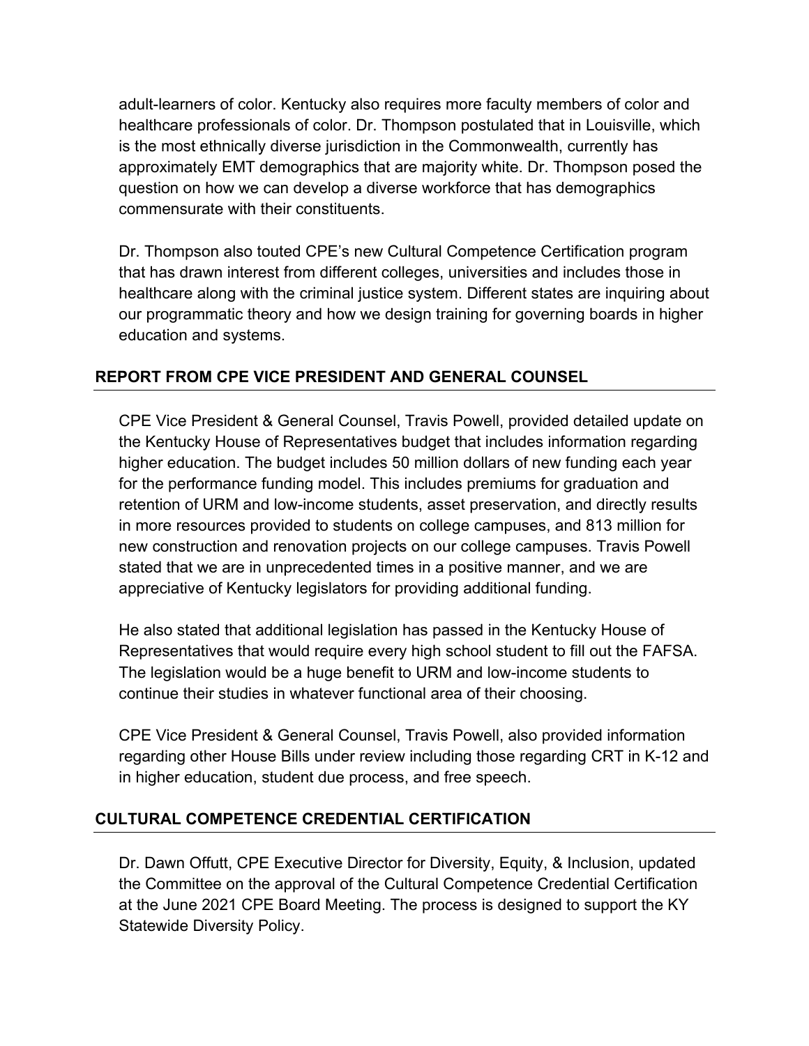adult-learners of color. Kentucky also requires more faculty members of color and healthcare professionals of color. Dr. Thompson postulated that in Louisville, which is the most ethnically diverse jurisdiction in the Commonwealth, currently has approximately EMT demographics that are majority white. Dr. Thompson posed the question on how we can develop a diverse workforce that has demographics commensurate with their constituents.

Dr. Thompson also touted CPE's new Cultural Competence Certification program that has drawn interest from different colleges, universities and includes those in healthcare along with the criminal justice system. Different states are inquiring about our programmatic theory and how we design training for governing boards in higher education and systems.

## REPORT FROM CPE VICE PRESIDENT AND GENERAL COUNSEL

CPE Vice President & General Counsel, Travis Powell, provided detailed update on the Kentucky House of Representatives budget that includes information regarding higher education. The budget includes 50 million dollars of new funding each year for the performance funding model. This includes premiums for graduation and retention of URM and low-income students, asset preservation, and directly results in more resources provided to students on college campuses, and 813 million for new construction and renovation projects on our college campuses. Travis Powell stated that we are in unprecedented times in a positive manner, and we are appreciative of Kentucky legislators for providing additional funding.

He also stated that additional legislation has passed in the Kentucky House of Representatives that would require every high school student to fill out the FAFSA. The legislation would be a huge benefit to URM and low-income students to continue their studies in whatever functional area of their choosing.

CPE Vice President & General Counsel, Travis Powell, also provided information regarding other House Bills under review including those regarding CRT in K-12 and in higher education, student due process, and free speech.

## CULTURAL COMPETENCE CREDENTIAL CERTIFICATION

Dr. Dawn Offutt, CPE Executive Director for Diversity, Equity, & Inclusion, updated the Committee on the approval of the Cultural Competence Credential Certification at the June 2021 CPE Board Meeting. The process is designed to support the KY Statewide Diversity Policy.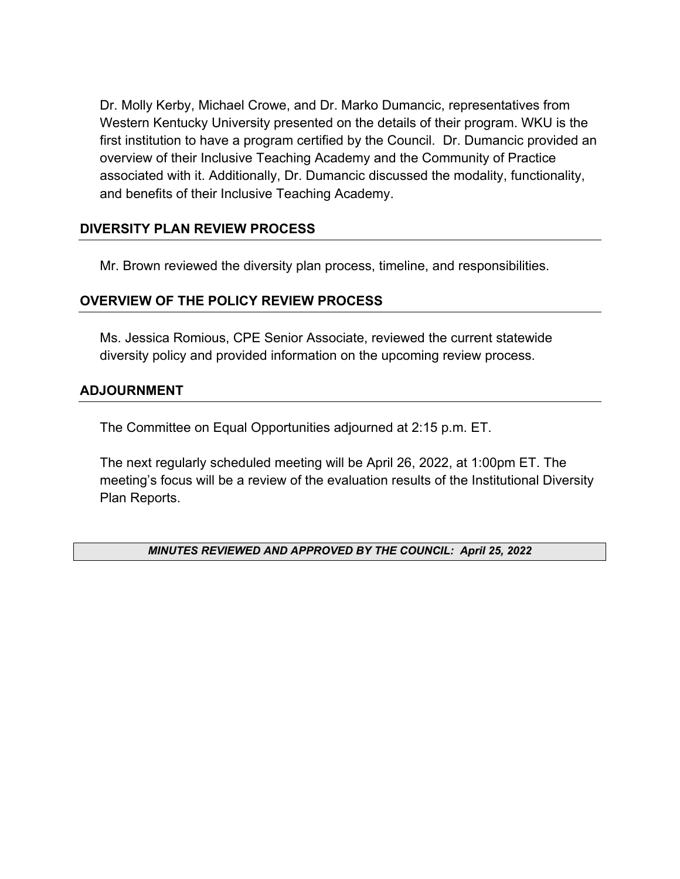Dr. Molly Kerby, Michael Crowe, and Dr. Marko Dumancic, representatives from Western Kentucky University presented on the details of their program. WKU is the first institution to have a program certified by the Council. Dr. Dumancic provided an overview of their Inclusive Teaching Academy and the Community of Practice associated with it. Additionally, Dr. Dumancic discussed the modality, functionality, and benefits of their Inclusive Teaching Academy.

## DIVERSITY PLAN REVIEW PROCESS

Mr. Brown reviewed the diversity plan process, timeline, and responsibilities.

## OVERVIEW OF THE POLICY REVIEW PROCESS

Ms. Jessica Romious, CPE Senior Associate, reviewed the current statewide diversity policy and provided information on the upcoming review process.

## ADJOURNMENT

The Committee on Equal Opportunities adjourned at 2:15 p.m. ET.

The next regularly scheduled meeting will be April 26, 2022, at 1:00pm ET. The meeting's focus will be a review of the evaluation results of the Institutional Diversity Plan Reports.

***MINUTES REVIEWED AND APPROVED BY THE COUNCIL: April 25, 2022***